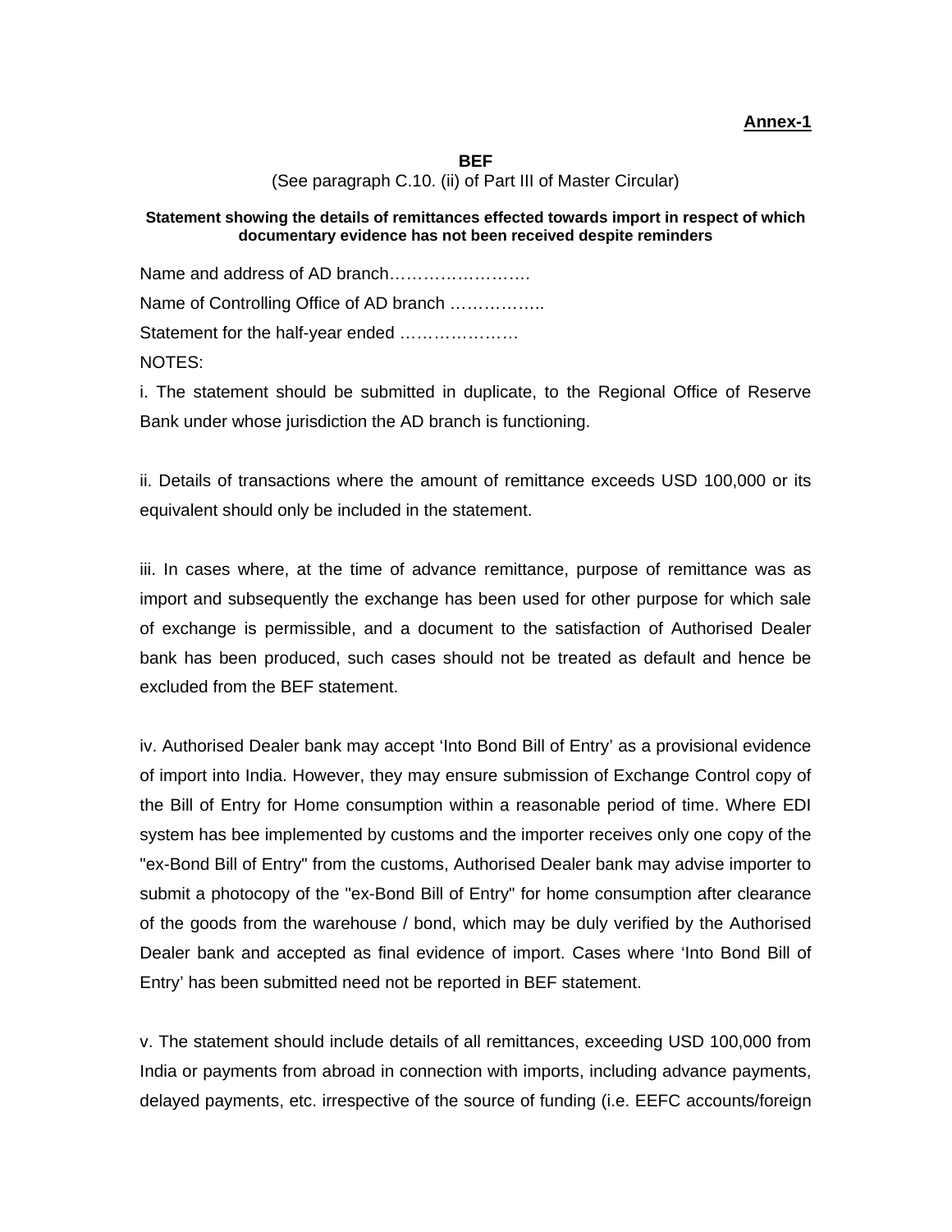**Annex-1**

**BEF**

(See paragraph C.10. (ii) of Part III of Master Circular)

**Statement showing the details of remittances effected towards import in respect of which documentary evidence has not been received despite reminders**

Name and address of AD branch…………………….

Name of Controlling Office of AD branch ……………..

Statement for the half-year ended …………………

NOTES:

i. The statement should be submitted in duplicate, to the Regional Office of Reserve Bank under whose jurisdiction the AD branch is functioning.

ii. Details of transactions where the amount of remittance exceeds USD 100,000 or its equivalent should only be included in the statement.

iii. In cases where, at the time of advance remittance, purpose of remittance was as import and subsequently the exchange has been used for other purpose for which sale of exchange is permissible, and a document to the satisfaction of Authorised Dealer bank has been produced, such cases should not be treated as default and hence be excluded from the BEF statement.

iv. Authorised Dealer bank may accept 'Into Bond Bill of Entry' as a provisional evidence of import into India. However, they may ensure submission of Exchange Control copy of the Bill of Entry for Home consumption within a reasonable period of time. Where EDI system has bee implemented by customs and the importer receives only one copy of the "ex-Bond Bill of Entry" from the customs, Authorised Dealer bank may advise importer to submit a photocopy of the "ex-Bond Bill of Entry" for home consumption after clearance of the goods from the warehouse / bond, which may be duly verified by the Authorised Dealer bank and accepted as final evidence of import. Cases where 'Into Bond Bill of Entry' has been submitted need not be reported in BEF statement.

v. The statement should include details of all remittances, exceeding USD 100,000 from India or payments from abroad in connection with imports, including advance payments, delayed payments, etc. irrespective of the source of funding (i.e. EEFC accounts/foreign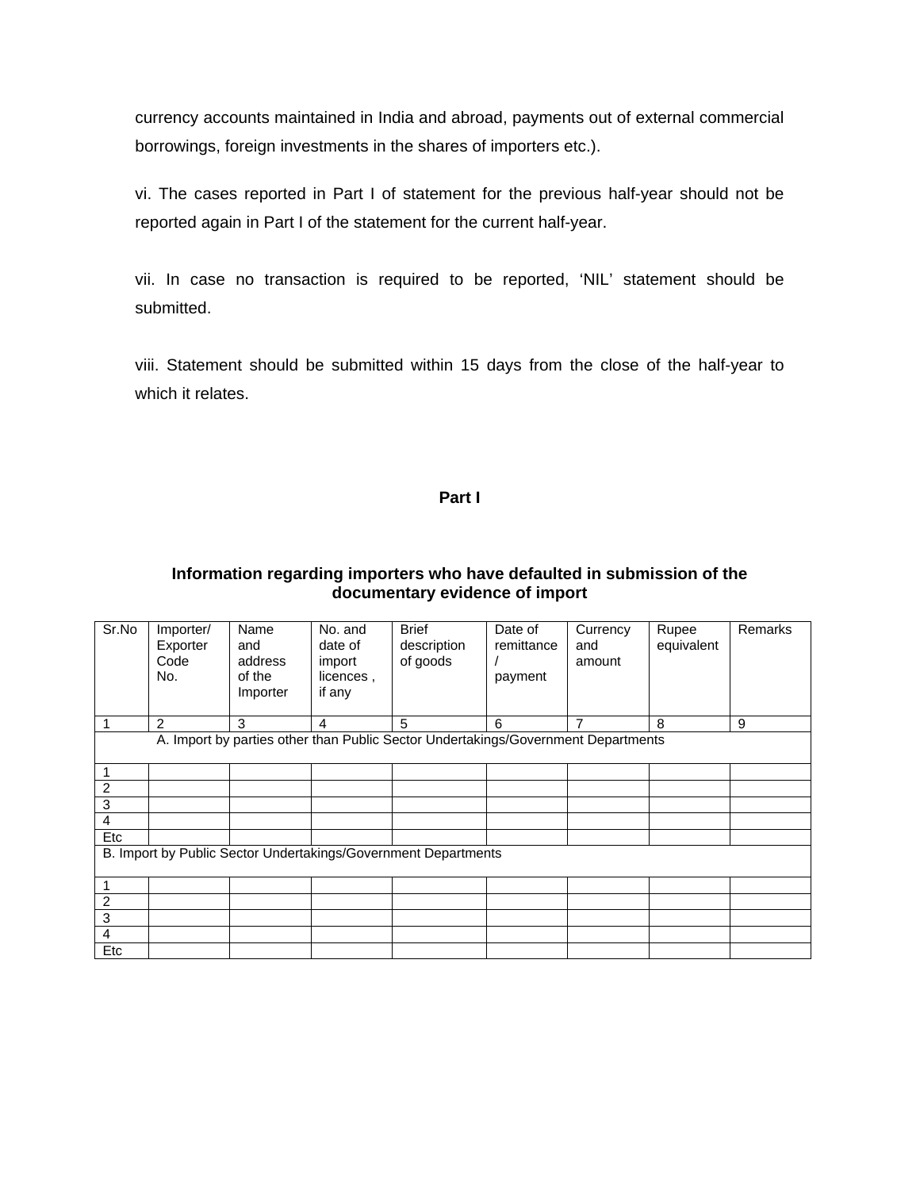currency accounts maintained in India and abroad, payments out of external commercial borrowings, foreign investments in the shares of importers etc.).

vi. The cases reported in Part I of statement for the previous half-year should not be reported again in Part I of the statement for the current half-year.

vii. In case no transaction is required to be reported, 'NIL' statement should be submitted.

viii. Statement should be submitted within 15 days from the close of the half-year to which it relates.

## Part I

### Information regarding importers who have defaulted in submission of the documentary evidence of import

| Sr.No | Importer/ Exporter Code No. | Name and address of the Importer | No. and date of import licences , if any | Brief description of goods | Date of remittance / payment | Currency and amount | Rupee equivalent | Remarks |
|---|---|---|---|---|---|---|---|---|
| 1 | 2 | 3 | 4 | 5 | 6 | 7 | 8 | 9 |
| A. Import by parties other than Public Sector Undertakings/Government Departments | | | | | | | | |
| 1 | | | | | | | | |
| 2 | | | | | | | | |
| 3 | | | | | | | | |
| 4 | | | | | | | | |
| Etc | | | | | | | | |
| B. Import by Public Sector Undertakings/Government Departments | | | | | | | | |
| 1 | | | | | | | | |
| 2 | | | | | | | | |
| 3 | | | | | | | | |
| 4 | | | | | | | | |
| Etc | | | | | | | | |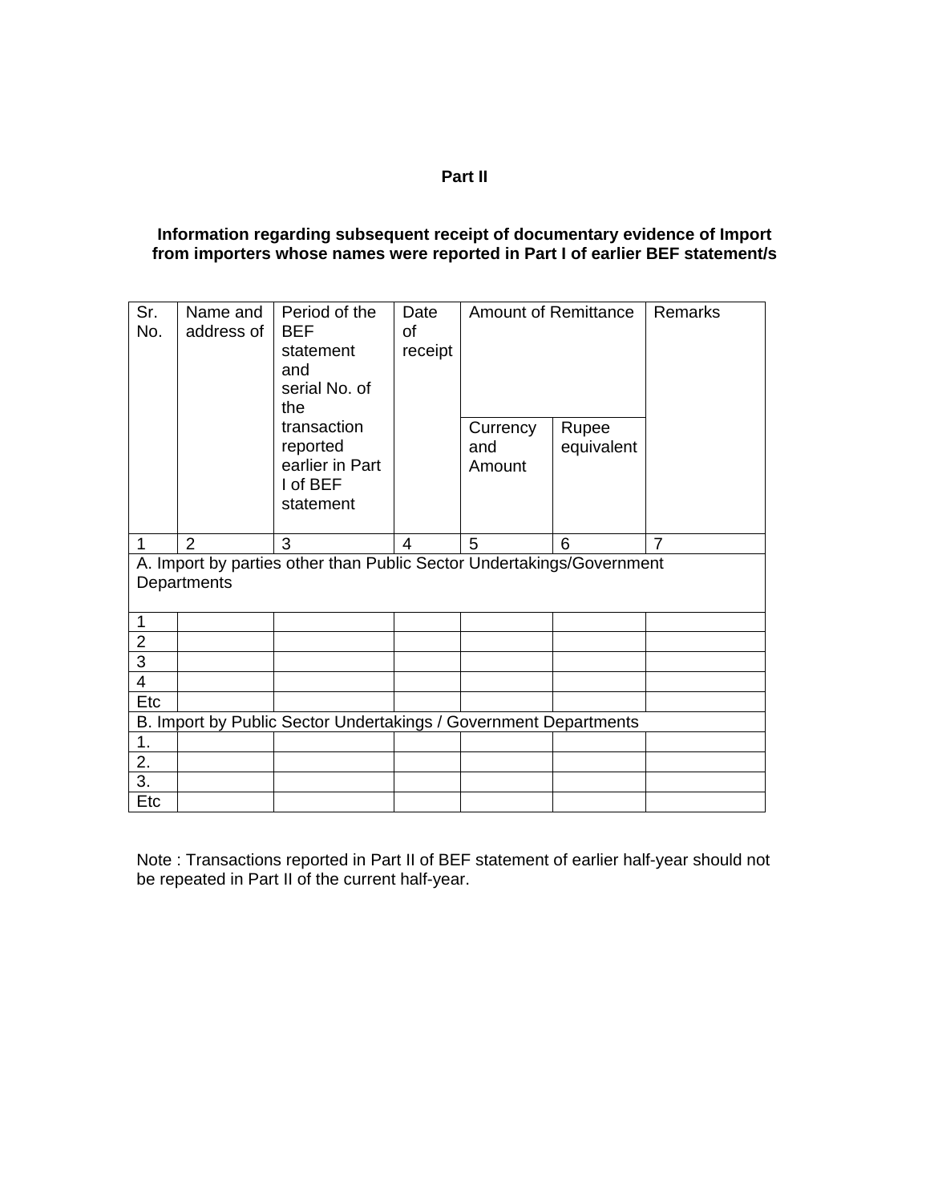## Part II

### Information regarding subsequent receipt of documentary evidence of Import from importers whose names were reported in Part I of earlier BEF statement/s

| Sr. No. | Name and address of | Period of the BEF statement and serial No. of the transaction reported earlier in Part I of BEF statement | Date of receipt | Amount of Remittance | | Remarks |
|---|---|---|---|---|---|---|
| | | | | Currency and Amount | Rupee equivalent | |
| 1 | 2 | 3 | 4 | 5 | 6 | 7 |
| A. Import by parties other than Public Sector Undertakings/Government Departments | | | | | | |
| 1 | | | | | | |
| 2 | | | | | | |
| 3 | | | | | | |
| 4 | | | | | | |
| Etc | | | | | | |
| B. Import by Public Sector Undertakings / Government Departments | | | | | | |
| 1. | | | | | | |
| 2. | | | | | | |
| 3. | | | | | | |
| Etc | | | | | | |

Note : Transactions reported in Part II of BEF statement of earlier half-year should not be repeated in Part II of the current half-year.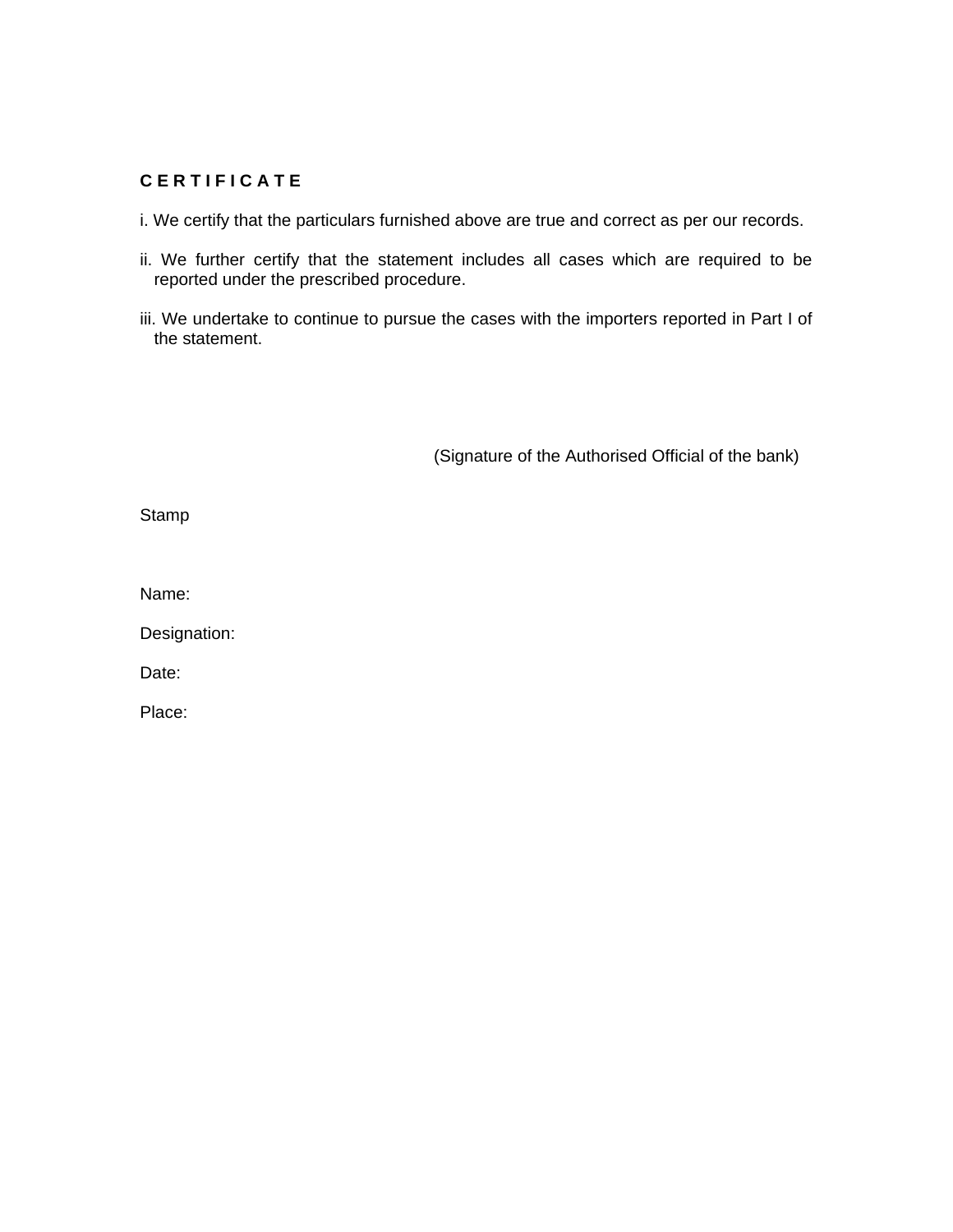**C E R T I F I C A T E**

i. We certify that the particulars furnished above are true and correct as per our records.

ii. We further certify that the statement includes all cases which are required to be reported under the prescribed procedure.

iii. We undertake to continue to pursue the cases with the importers reported in Part I of the statement.

(Signature of the Authorised Official of the bank)

Stamp

Name:

Designation:

Date:

Place: